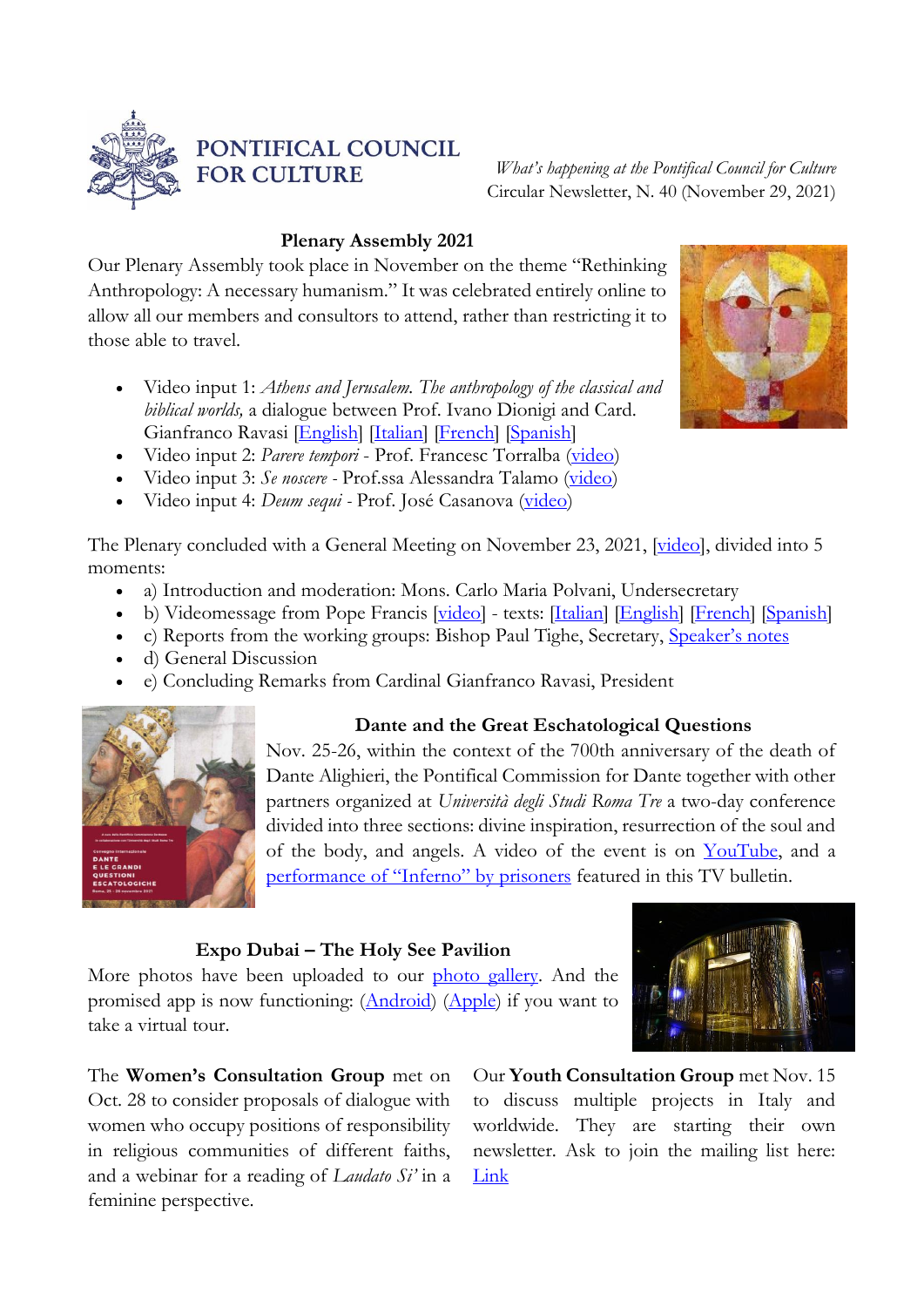# PONTIFICAL COUNCIL FOR CULTURE

*What's happening at the Pontifical Council for Culture*
Circular Newsletter, N. 40 (November 29, 2021)

## Plenary Assembly 2021

Our Plenary Assembly took place in November on the theme "Rethinking Anthropology: A necessary humanism." It was celebrated entirely online to allow all our members and consultors to attend, rather than restricting it to those able to travel.

- Video input 1: *Athens and Jerusalem. The anthropology of the classical and biblical worlds,* a dialogue between Prof. Ivano Dionigi and Card. Gianfranco Ravasi [English] [Italian] [French] [Spanish]
- Video input 2: *Parere tempori* - Prof. Francesc Torralba (video)
- Video input 3: *Se noscere* - Prof.ssa Alessandra Talamo (video)
- Video input 4: *Deum sequi* - Prof. José Casanova (video)

The Plenary concluded with a General Meeting on November 23, 2021, [video], divided into 5 moments:

- a) Introduction and moderation: Mons. Carlo Maria Polvani, Undersecretary
- b) Videomessage from Pope Francis [video] - texts: [Italian] [English] [French] [Spanish]
- c) Reports from the working groups: Bishop Paul Tighe, Secretary, Speaker's notes
- d) General Discussion
- e) Concluding Remarks from Cardinal Gianfranco Ravasi, President

## Dante and the Great Eschatological Questions

Nov. 25-26, within the context of the 700th anniversary of the death of Dante Alighieri, the Pontifical Commission for Dante together with other partners organized at *Università degli Studi Roma Tre* a two-day conference divided into three sections: divine inspiration, resurrection of the soul and of the body, and angels. A video of the event is on YouTube, and a performance of "Inferno" by prisoners featured in this TV bulletin.

## Expo Dubai – The Holy See Pavilion

More photos have been uploaded to our photo gallery. And the promised app is now functioning: (Android) (Apple) if you want to take a virtual tour.

The **Women's Consultation Group** met on Oct. 28 to consider proposals of dialogue with women who occupy positions of responsibility in religious communities of different faiths, and a webinar for a reading of *Laudato Si'* in a feminine perspective.

Our **Youth Consultation Group** met Nov. 15 to discuss multiple projects in Italy and worldwide. They are starting their own newsletter. Ask to join the mailing list here: Link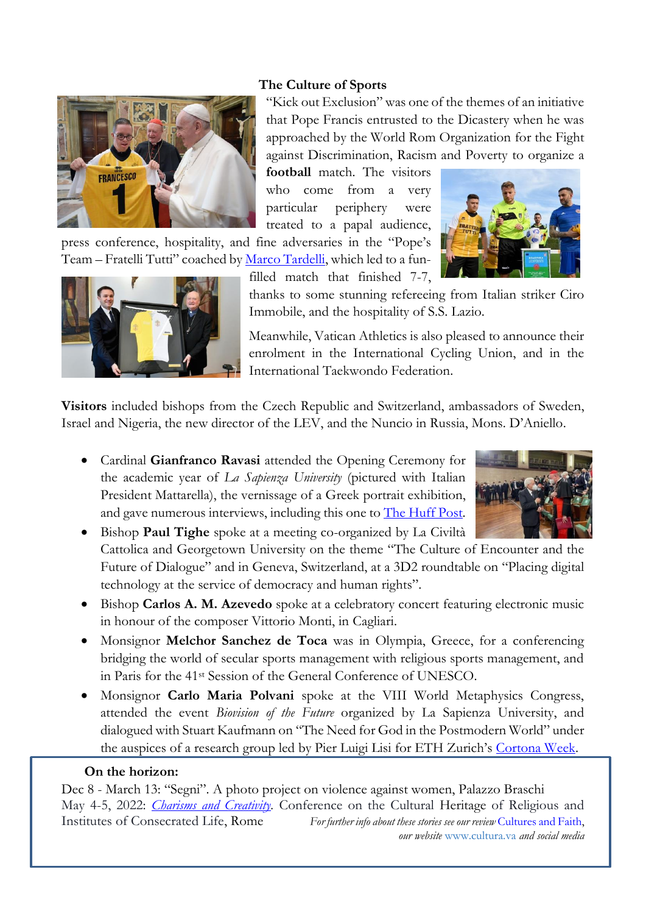## The Culture of Sports

"Kick out Exclusion" was one of the themes of an initiative that Pope Francis entrusted to the Dicastery when he was approached by the World Rom Organization for the Fight against Discrimination, Racism and Poverty to organize a **football** match. The visitors who come from a very particular periphery were treated to a papal audience, press conference, hospitality, and fine adversaries in the "Pope's Team – Fratelli Tutti" coached by [Marco Tardelli](), which led to a fun-filled match that finished 7-7, thanks to some stunning refereeing from Italian striker Ciro Immobile, and the hospitality of S.S. Lazio.

Meanwhile, Vatican Athletics is also pleased to announce their enrolment in the International Cycling Union, and in the International Taekwondo Federation.

**Visitors** included bishops from the Czech Republic and Switzerland, ambassadors of Sweden, Israel and Nigeria, the new director of the LEV, and the Nuncio in Russia, Mons. D'Aniello.

- Cardinal **Gianfranco Ravasi** attended the Opening Ceremony for the academic year of *La Sapienza University* (pictured with Italian President Mattarella), the vernissage of a Greek portrait exhibition, and gave numerous interviews, including this one to [The Huff Post]().
- Bishop **Paul Tighe** spoke at a meeting co-organized by La Civiltà Cattolica and Georgetown University on the theme "The Culture of Encounter and the Future of Dialogue" and in Geneva, Switzerland, at a 3D2 roundtable on "Placing digital technology at the service of democracy and human rights".
- Bishop **Carlos A. M. Azevedo** spoke at a celebratory concert featuring electronic music in honour of the composer Vittorio Monti, in Cagliari.
- Monsignor **Melchor Sanchez de Toca** was in Olympia, Greece, for a conferencing bridging the world of secular sports management with religious sports management, and in Paris for the 41st Session of the General Conference of UNESCO.
- Monsignor **Carlo Maria Polvani** spoke at the VIII World Metaphysics Congress, attended the event *Biovision of the Future* organized by La Sapienza University, and dialogued with Stuart Kaufmann on "The Need for God in the Postmodern World" under the auspices of a research group led by Pier Luigi Lisi for ETH Zurich's [Cortona Week]().

**On the horizon:**

Dec 8 - March 13: "Segni". A photo project on violence against women, Palazzo Braschi

May 4-5, 2022: [*Charisms and Creativity*](). Conference on the Cultural Heritage of Religious and Institutes of Consecrated Life, Rome

*For further info about these stories see our review* Cultures and Faith, *our website* www.cultura.va *and social media*